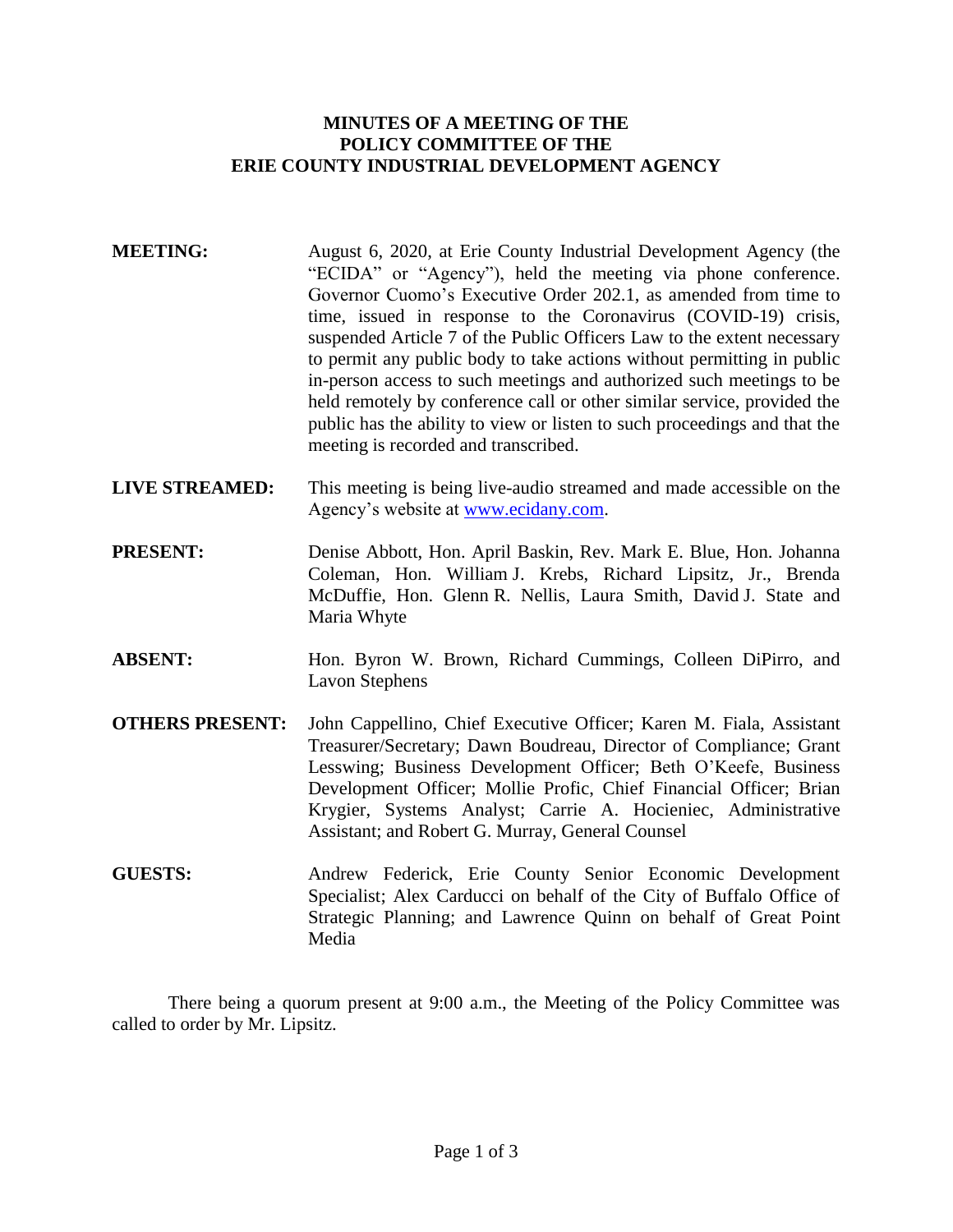**MINUTES OF A MEETING OF THE**
**POLICY COMMITTEE OF THE**
**ERIE COUNTY INDUSTRIAL DEVELOPMENT AGENCY**

**MEETING:** August 6, 2020, at Erie County Industrial Development Agency (the "ECIDA" or "Agency"), held the meeting via phone conference. Governor Cuomo's Executive Order 202.1, as amended from time to time, issued in response to the Coronavirus (COVID-19) crisis, suspended Article 7 of the Public Officers Law to the extent necessary to permit any public body to take actions without permitting in public in-person access to such meetings and authorized such meetings to be held remotely by conference call or other similar service, provided the public has the ability to view or listen to such proceedings and that the meeting is recorded and transcribed.

**LIVE STREAMED:** This meeting is being live-audio streamed and made accessible on the Agency's website at www.ecidany.com.

**PRESENT:** Denise Abbott, Hon. April Baskin, Rev. Mark E. Blue, Hon. Johanna Coleman, Hon. William J. Krebs, Richard Lipsitz, Jr., Brenda McDuffie, Hon. Glenn R. Nellis, Laura Smith, David J. State and Maria Whyte

**ABSENT:** Hon. Byron W. Brown, Richard Cummings, Colleen DiPirro, and Lavon Stephens

**OTHERS PRESENT:** John Cappellino, Chief Executive Officer; Karen M. Fiala, Assistant Treasurer/Secretary; Dawn Boudreau, Director of Compliance; Grant Lesswing; Business Development Officer; Beth O'Keefe, Business Development Officer; Mollie Profic, Chief Financial Officer; Brian Krygier, Systems Analyst; Carrie A. Hocieniec, Administrative Assistant; and Robert G. Murray, General Counsel

**GUESTS:** Andrew Federick, Erie County Senior Economic Development Specialist; Alex Carducci on behalf of the City of Buffalo Office of Strategic Planning; and Lawrence Quinn on behalf of Great Point Media

There being a quorum present at 9:00 a.m., the Meeting of the Policy Committee was called to order by Mr. Lipsitz.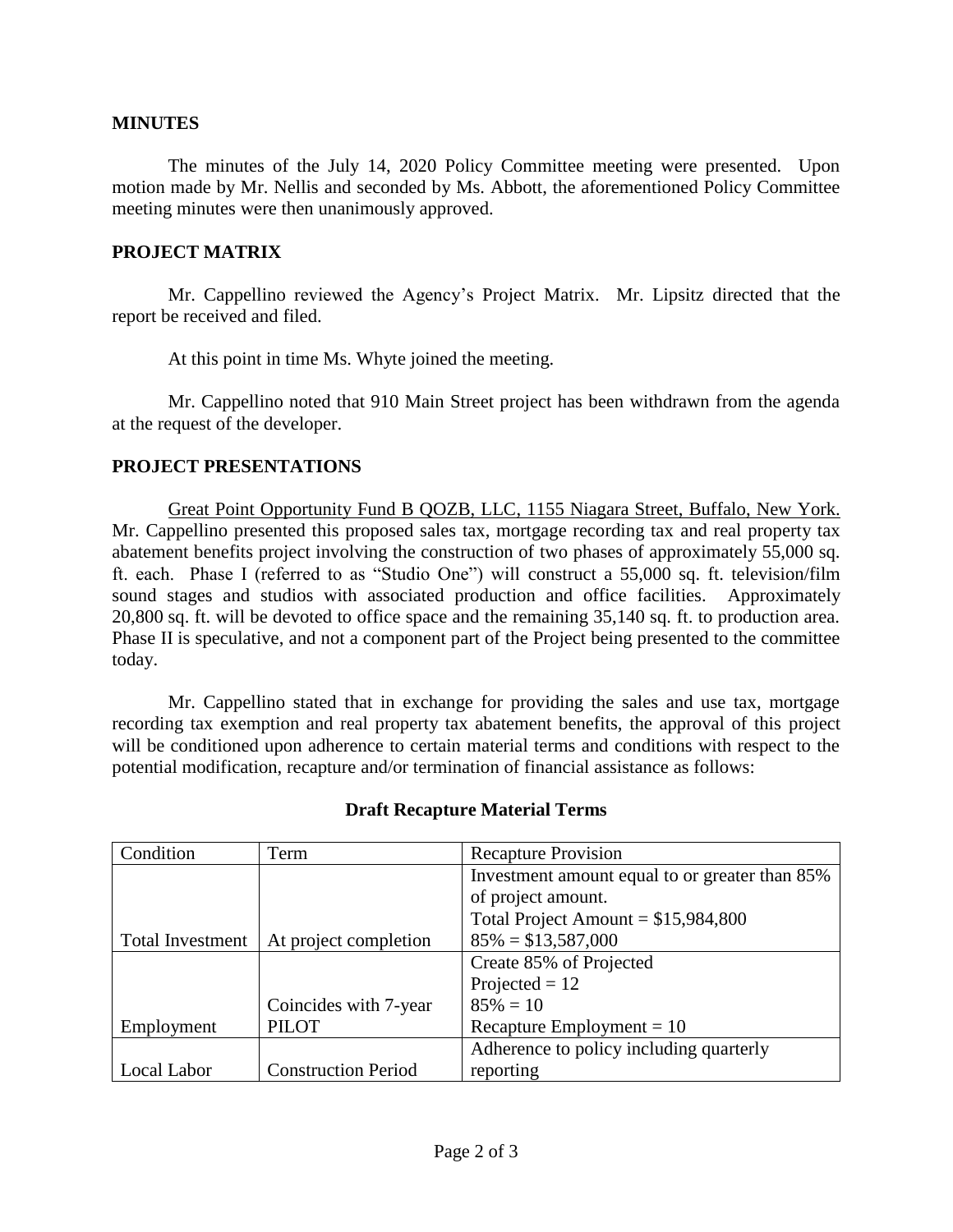## MINUTES

The minutes of the July 14, 2020 Policy Committee meeting were presented. Upon motion made by Mr. Nellis and seconded by Ms. Abbott, the aforementioned Policy Committee meeting minutes were then unanimously approved.

## PROJECT MATRIX

Mr. Cappellino reviewed the Agency's Project Matrix. Mr. Lipsitz directed that the report be received and filed.

At this point in time Ms. Whyte joined the meeting.

Mr. Cappellino noted that 910 Main Street project has been withdrawn from the agenda at the request of the developer.

## PROJECT PRESENTATIONS

Great Point Opportunity Fund B QOZB, LLC, 1155 Niagara Street, Buffalo, New York. Mr. Cappellino presented this proposed sales tax, mortgage recording tax and real property tax abatement benefits project involving the construction of two phases of approximately 55,000 sq. ft. each. Phase I (referred to as "Studio One") will construct a 55,000 sq. ft. television/film sound stages and studios with associated production and office facilities. Approximately 20,800 sq. ft. will be devoted to office space and the remaining 35,140 sq. ft. to production area. Phase II is speculative, and not a component part of the Project being presented to the committee today.

Mr. Cappellino stated that in exchange for providing the sales and use tax, mortgage recording tax exemption and real property tax abatement benefits, the approval of this project will be conditioned upon adherence to certain material terms and conditions with respect to the potential modification, recapture and/or termination of financial assistance as follows:

**Draft Recapture Material Terms**

| Condition | Term | Recapture Provision |
|---|---|---|
| Total Investment | At project completion | Investment amount equal to or greater than 85% of project amount.<br>Total Project Amount = $15,984,800<br>85% = $13,587,000 |
| Employment | Coincides with 7-year PILOT | Create 85% of Projected<br>Projected = 12<br>85% = 10<br>Recapture Employment = 10 |
| Local Labor | Construction Period | Adherence to policy including quarterly reporting |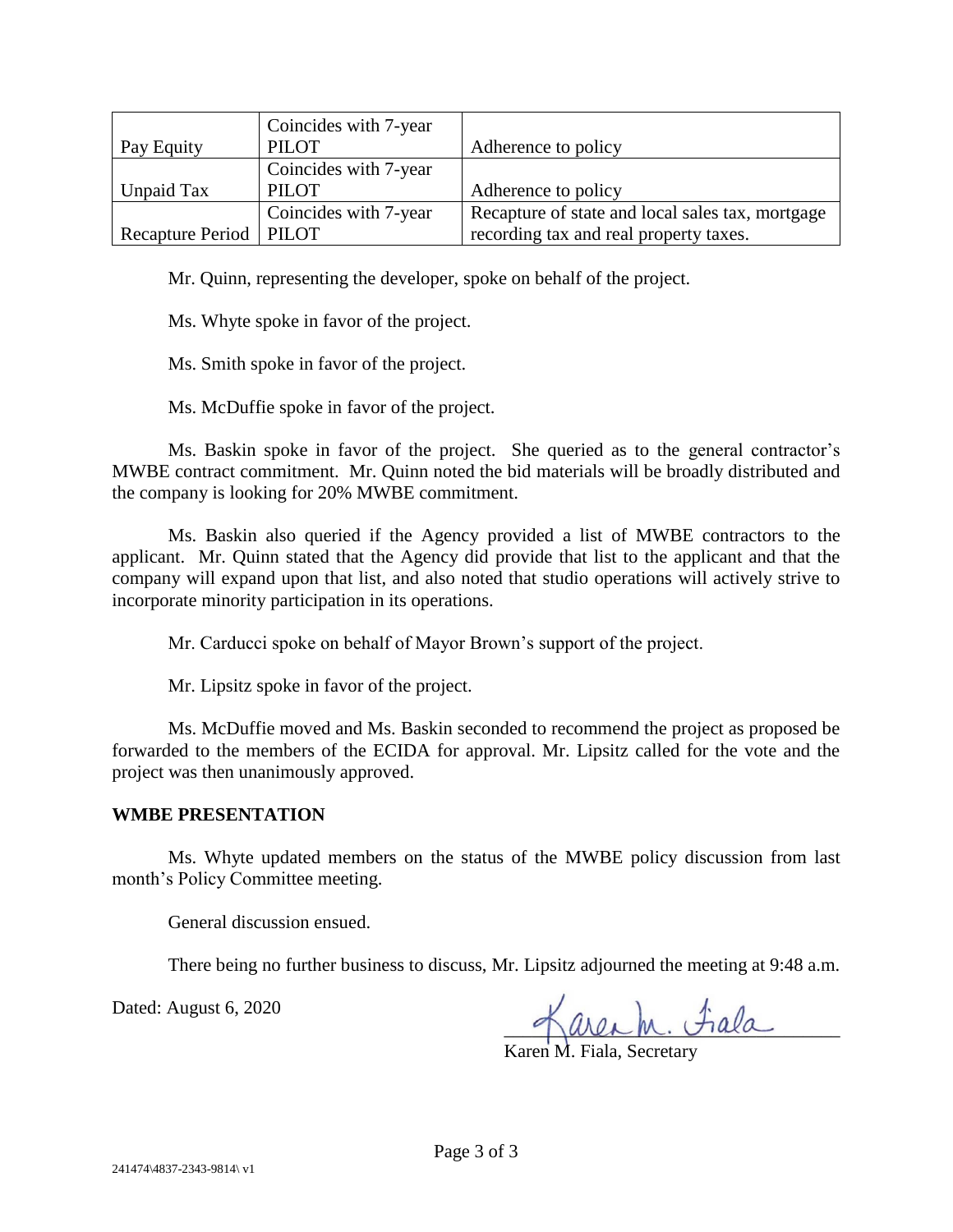| | | |
|---|---|---|
| Pay Equity | Coincides with 7-year PILOT | Adherence to policy |
| Unpaid Tax | Coincides with 7-year PILOT | Adherence to policy |
| Recapture Period | Coincides with 7-year PILOT | Recapture of state and local sales tax, mortgage recording tax and real property taxes. |

Mr. Quinn, representing the developer, spoke on behalf of the project.

Ms. Whyte spoke in favor of the project.

Ms. Smith spoke in favor of the project.

Ms. McDuffie spoke in favor of the project.

Ms. Baskin spoke in favor of the project. She queried as to the general contractor's MWBE contract commitment. Mr. Quinn noted the bid materials will be broadly distributed and the company is looking for 20% MWBE commitment.

Ms. Baskin also queried if the Agency provided a list of MWBE contractors to the applicant. Mr. Quinn stated that the Agency did provide that list to the applicant and that the company will expand upon that list, and also noted that studio operations will actively strive to incorporate minority participation in its operations.

Mr. Carducci spoke on behalf of Mayor Brown's support of the project.

Mr. Lipsitz spoke in favor of the project.

Ms. McDuffie moved and Ms. Baskin seconded to recommend the project as proposed be forwarded to the members of the ECIDA for approval. Mr. Lipsitz called for the vote and the project was then unanimously approved.

**WMBE PRESENTATION**

Ms. Whyte updated members on the status of the MWBE policy discussion from last month's Policy Committee meeting.

General discussion ensued.

There being no further business to discuss, Mr. Lipsitz adjourned the meeting at 9:48 a.m.

Dated: August 6, 2020

Karen M. Fiala, Secretary

241474\4837-2343-9814\ v1